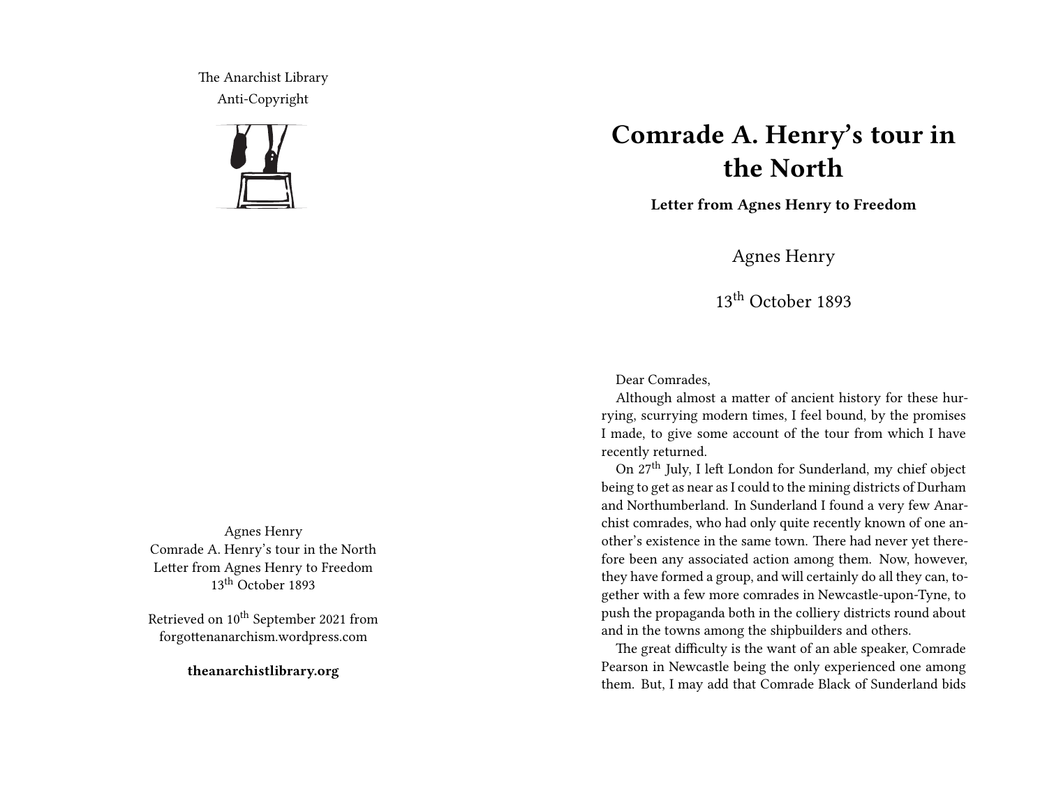The Anarchist Library
Anti-Copyright

Agnes Henry
Comrade A. Henry's tour in the North
Letter from Agnes Henry to Freedom
13th October 1893

Retrieved on 10th September 2021 from forgottenanarchism.wordpress.com

**theanarchistlibrary.org**

# Comrade A. Henry's tour in the North

**Letter from Agnes Henry to Freedom**

Agnes Henry

13th October 1893

Dear Comrades,

Although almost a matter of ancient history for these hurrying, scurrying modern times, I feel bound, by the promises I made, to give some account of the tour from which I have recently returned.

On 27th July, I left London for Sunderland, my chief object being to get as near as I could to the mining districts of Durham and Northumberland. In Sunderland I found a very few Anarchist comrades, who had only quite recently known of one another's existence in the same town. There had never yet therefore been any associated action among them. Now, however, they have formed a group, and will certainly do all they can, together with a few more comrades in Newcastle-upon-Tyne, to push the propaganda both in the colliery districts round about and in the towns among the shipbuilders and others.

The great difficulty is the want of an able speaker, Comrade Pearson in Newcastle being the only experienced one among them. But, I may add that Comrade Black of Sunderland bids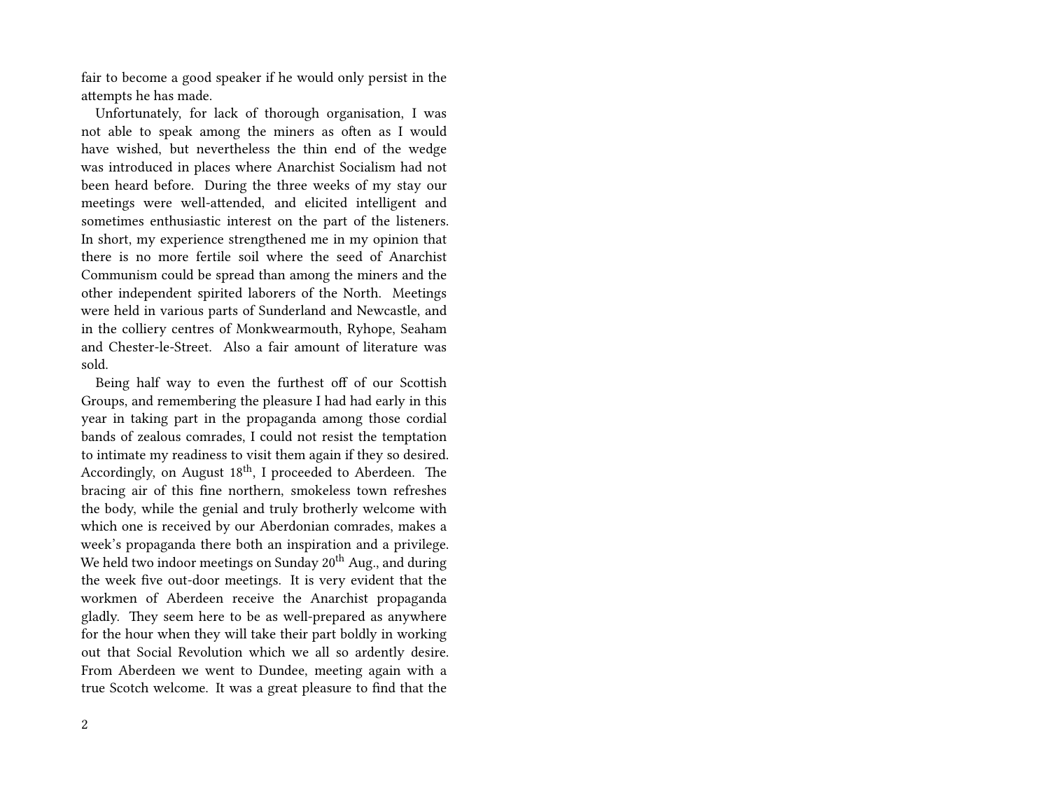fair to become a good speaker if he would only persist in the attempts he has made.

Unfortunately, for lack of thorough organisation, I was not able to speak among the miners as often as I would have wished, but nevertheless the thin end of the wedge was introduced in places where Anarchist Socialism had not been heard before. During the three weeks of my stay our meetings were well-attended, and elicited intelligent and sometimes enthusiastic interest on the part of the listeners. In short, my experience strengthened me in my opinion that there is no more fertile soil where the seed of Anarchist Communism could be spread than among the miners and the other independent spirited laborers of the North. Meetings were held in various parts of Sunderland and Newcastle, and in the colliery centres of Monkwearmouth, Ryhope, Seaham and Chester-le-Street. Also a fair amount of literature was sold.

Being half way to even the furthest off of our Scottish Groups, and remembering the pleasure I had had early in this year in taking part in the propaganda among those cordial bands of zealous comrades, I could not resist the temptation to intimate my readiness to visit them again if they so desired. Accordingly, on August 18th, I proceeded to Aberdeen. The bracing air of this fine northern, smokeless town refreshes the body, while the genial and truly brotherly welcome with which one is received by our Aberdonian comrades, makes a week's propaganda there both an inspiration and a privilege. We held two indoor meetings on Sunday 20th Aug., and during the week five out-door meetings. It is very evident that the workmen of Aberdeen receive the Anarchist propaganda gladly. They seem here to be as well-prepared as anywhere for the hour when they will take their part boldly in working out that Social Revolution which we all so ardently desire. From Aberdeen we went to Dundee, meeting again with a true Scotch welcome. It was a great pleasure to find that the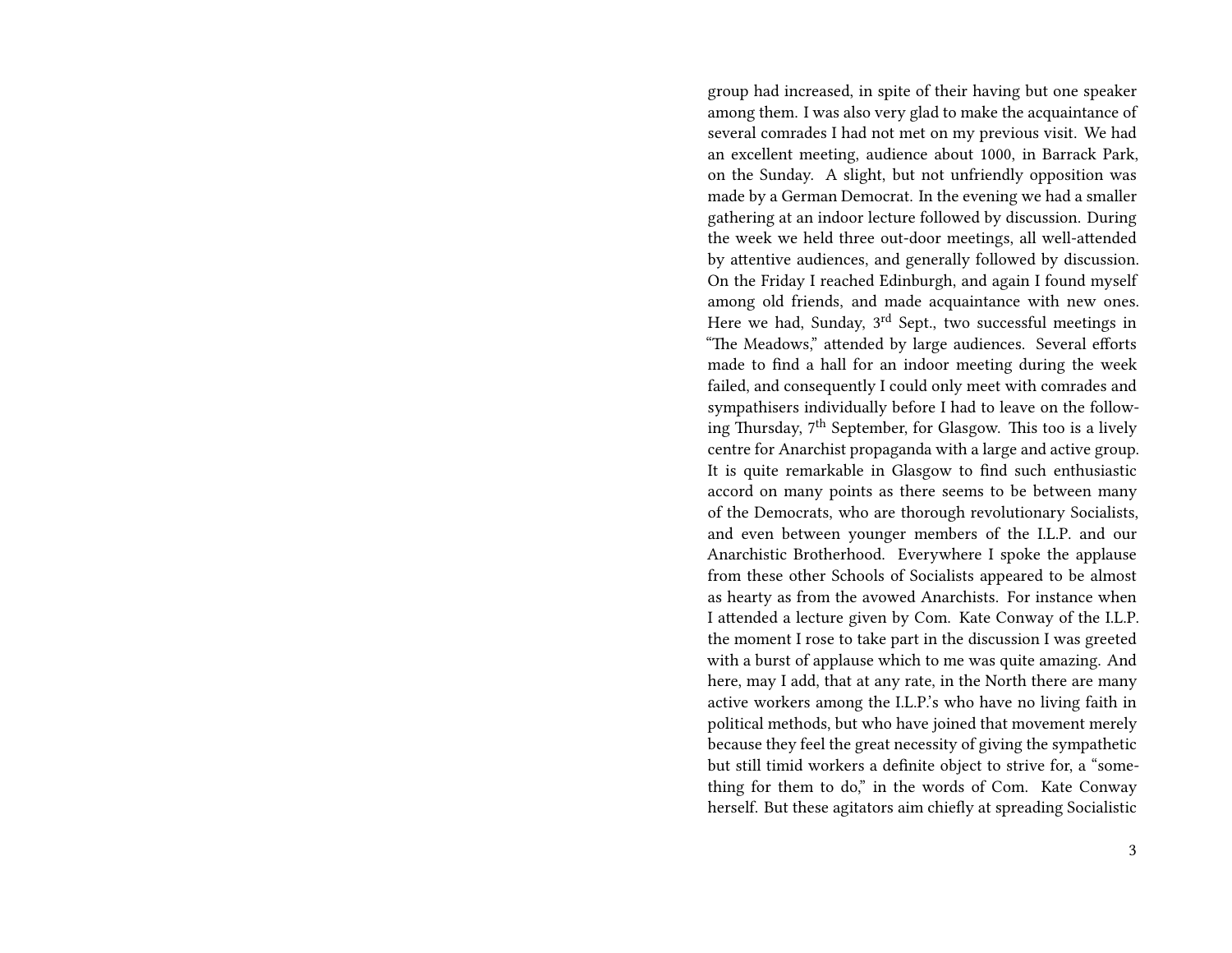group had increased, in spite of their having but one speaker among them. I was also very glad to make the acquaintance of several comrades I had not met on my previous visit. We had an excellent meeting, audience about 1000, in Barrack Park, on the Sunday. A slight, but not unfriendly opposition was made by a German Democrat. In the evening we had a smaller gathering at an indoor lecture followed by discussion. During the week we held three out-door meetings, all well-attended by attentive audiences, and generally followed by discussion. On the Friday I reached Edinburgh, and again I found myself among old friends, and made acquaintance with new ones. Here we had, Sunday, 3rd Sept., two successful meetings in "The Meadows," attended by large audiences. Several efforts made to find a hall for an indoor meeting during the week failed, and consequently I could only meet with comrades and sympathisers individually before I had to leave on the following Thursday, 7th September, for Glasgow. This too is a lively centre for Anarchist propaganda with a large and active group. It is quite remarkable in Glasgow to find such enthusiastic accord on many points as there seems to be between many of the Democrats, who are thorough revolutionary Socialists, and even between younger members of the I.L.P. and our Anarchistic Brotherhood. Everywhere I spoke the applause from these other Schools of Socialists appeared to be almost as hearty as from the avowed Anarchists. For instance when I attended a lecture given by Com. Kate Conway of the I.L.P. the moment I rose to take part in the discussion I was greeted with a burst of applause which to me was quite amazing. And here, may I add, that at any rate, in the North there are many active workers among the I.L.P.'s who have no living faith in political methods, but who have joined that movement merely because they feel the great necessity of giving the sympathetic but still timid workers a definite object to strive for, a "something for them to do," in the words of Com. Kate Conway herself. But these agitators aim chiefly at spreading Socialistic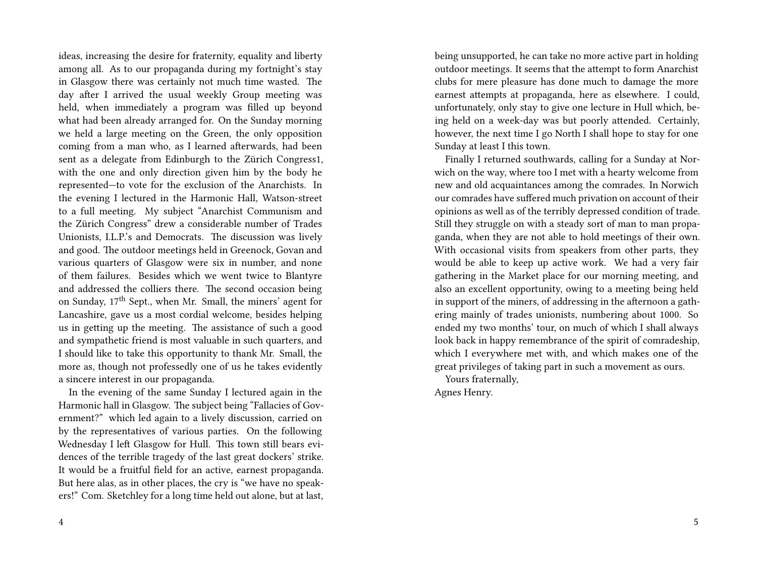ideas, increasing the desire for fraternity, equality and liberty among all. As to our propaganda during my fortnight's stay in Glasgow there was certainly not much time wasted. The day after I arrived the usual weekly Group meeting was held, when immediately a program was filled up beyond what had been already arranged for. On the Sunday morning we held a large meeting on the Green, the only opposition coming from a man who, as I learned afterwards, had been sent as a delegate from Edinburgh to the Zürich Congress1, with the one and only direction given him by the body he represented—to vote for the exclusion of the Anarchists. In the evening I lectured in the Harmonic Hall, Watson-street to a full meeting. My subject "Anarchist Communism and the Zürich Congress" drew a considerable number of Trades Unionists, I.L.P.'s and Democrats. The discussion was lively and good. The outdoor meetings held in Greenock, Govan and various quarters of Glasgow were six in number, and none of them failures. Besides which we went twice to Blantyre and addressed the colliers there. The second occasion being on Sunday, 17th Sept., when Mr. Small, the miners' agent for Lancashire, gave us a most cordial welcome, besides helping us in getting up the meeting. The assistance of such a good and sympathetic friend is most valuable in such quarters, and I should like to take this opportunity to thank Mr. Small, the more as, though not professedly one of us he takes evidently a sincere interest in our propaganda.

In the evening of the same Sunday I lectured again in the Harmonic hall in Glasgow. The subject being "Fallacies of Government?" which led again to a lively discussion, carried on by the representatives of various parties. On the following Wednesday I left Glasgow for Hull. This town still bears evidences of the terrible tragedy of the last great dockers' strike. It would be a fruitful field for an active, earnest propaganda. But here alas, as in other places, the cry is "we have no speakers!" Com. Sketchley for a long time held out alone, but at last, being unsupported, he can take no more active part in holding outdoor meetings. It seems that the attempt to form Anarchist clubs for mere pleasure has done much to damage the more earnest attempts at propaganda, here as elsewhere. I could, unfortunately, only stay to give one lecture in Hull which, being held on a week-day was but poorly attended. Certainly, however, the next time I go North I shall hope to stay for one Sunday at least I this town.

Finally I returned southwards, calling for a Sunday at Norwich on the way, where too I met with a hearty welcome from new and old acquaintances among the comrades. In Norwich our comrades have suffered much privation on account of their opinions as well as of the terribly depressed condition of trade. Still they struggle on with a steady sort of man to man propaganda, when they are not able to hold meetings of their own. With occasional visits from speakers from other parts, they would be able to keep up active work. We had a very fair gathering in the Market place for our morning meeting, and also an excellent opportunity, owing to a meeting being held in support of the miners, of addressing in the afternoon a gathering mainly of trades unionists, numbering about 1000. So ended my two months' tour, on much of which I shall always look back in happy remembrance of the spirit of comradeship, which I everywhere met with, and which makes one of the great privileges of taking part in such a movement as ours.

Yours fraternally,
Agnes Henry.